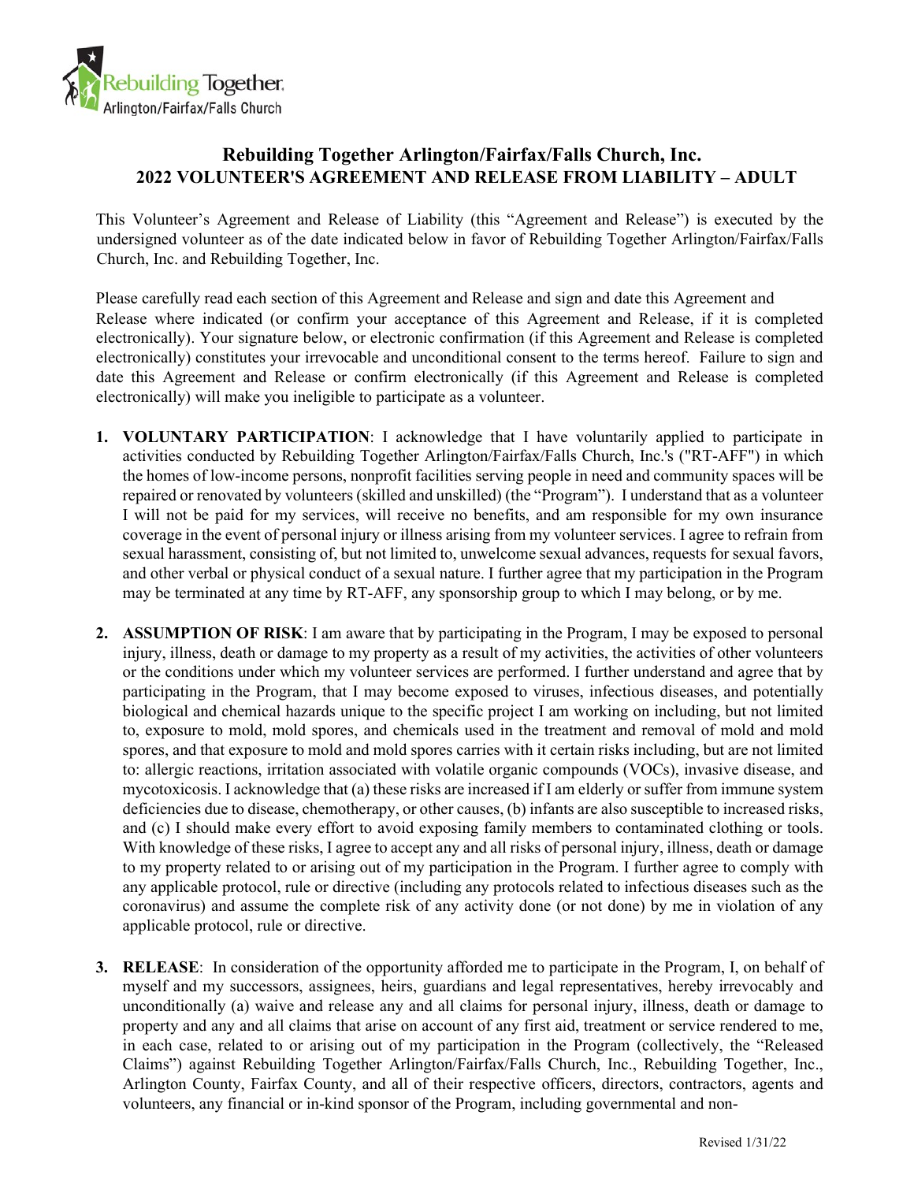Rebuilding Together Arlington/Fairfax/Falls Church

# Rebuilding Together Arlington/Fairfax/Falls Church, Inc.
## 2022 VOLUNTEER'S AGREEMENT AND RELEASE FROM LIABILITY – ADULT

This Volunteer's Agreement and Release of Liability (this "Agreement and Release") is executed by the undersigned volunteer as of the date indicated below in favor of Rebuilding Together Arlington/Fairfax/Falls Church, Inc. and Rebuilding Together, Inc.

Please carefully read each section of this Agreement and Release and sign and date this Agreement and Release where indicated (or confirm your acceptance of this Agreement and Release, if it is completed electronically). Your signature below, or electronic confirmation (if this Agreement and Release is completed electronically) constitutes your irrevocable and unconditional consent to the terms hereof. Failure to sign and date this Agreement and Release or confirm electronically (if this Agreement and Release is completed electronically) will make you ineligible to participate as a volunteer.

1. **VOLUNTARY PARTICIPATION**: I acknowledge that I have voluntarily applied to participate in activities conducted by Rebuilding Together Arlington/Fairfax/Falls Church, Inc.'s ("RT-AFF") in which the homes of low-income persons, nonprofit facilities serving people in need and community spaces will be repaired or renovated by volunteers (skilled and unskilled) (the "Program"). I understand that as a volunteer I will not be paid for my services, will receive no benefits, and am responsible for my own insurance coverage in the event of personal injury or illness arising from my volunteer services. I agree to refrain from sexual harassment, consisting of, but not limited to, unwelcome sexual advances, requests for sexual favors, and other verbal or physical conduct of a sexual nature. I further agree that my participation in the Program may be terminated at any time by RT-AFF, any sponsorship group to which I may belong, or by me.

2. **ASSUMPTION OF RISK**: I am aware that by participating in the Program, I may be exposed to personal injury, illness, death or damage to my property as a result of my activities, the activities of other volunteers or the conditions under which my volunteer services are performed. I further understand and agree that by participating in the Program, that I may become exposed to viruses, infectious diseases, and potentially biological and chemical hazards unique to the specific project I am working on including, but not limited to, exposure to mold, mold spores, and chemicals used in the treatment and removal of mold and mold spores, and that exposure to mold and mold spores carries with it certain risks including, but are not limited to: allergic reactions, irritation associated with volatile organic compounds (VOCs), invasive disease, and mycotoxicosis. I acknowledge that (a) these risks are increased if I am elderly or suffer from immune system deficiencies due to disease, chemotherapy, or other causes, (b) infants are also susceptible to increased risks, and (c) I should make every effort to avoid exposing family members to contaminated clothing or tools. With knowledge of these risks, I agree to accept any and all risks of personal injury, illness, death or damage to my property related to or arising out of my participation in the Program. I further agree to comply with any applicable protocol, rule or directive (including any protocols related to infectious diseases such as the coronavirus) and assume the complete risk of any activity done (or not done) by me in violation of any applicable protocol, rule or directive.

3. **RELEASE**: In consideration of the opportunity afforded me to participate in the Program, I, on behalf of myself and my successors, assignees, heirs, guardians and legal representatives, hereby irrevocably and unconditionally (a) waive and release any and all claims for personal injury, illness, death or damage to property and any and all claims that arise on account of any first aid, treatment or service rendered to me, in each case, related to or arising out of my participation in the Program (collectively, the "Released Claims") against Rebuilding Together Arlington/Fairfax/Falls Church, Inc., Rebuilding Together, Inc., Arlington County, Fairfax County, and all of their respective officers, directors, contractors, agents and volunteers, any financial or in-kind sponsor of the Program, including governmental and non-

Revised 1/31/22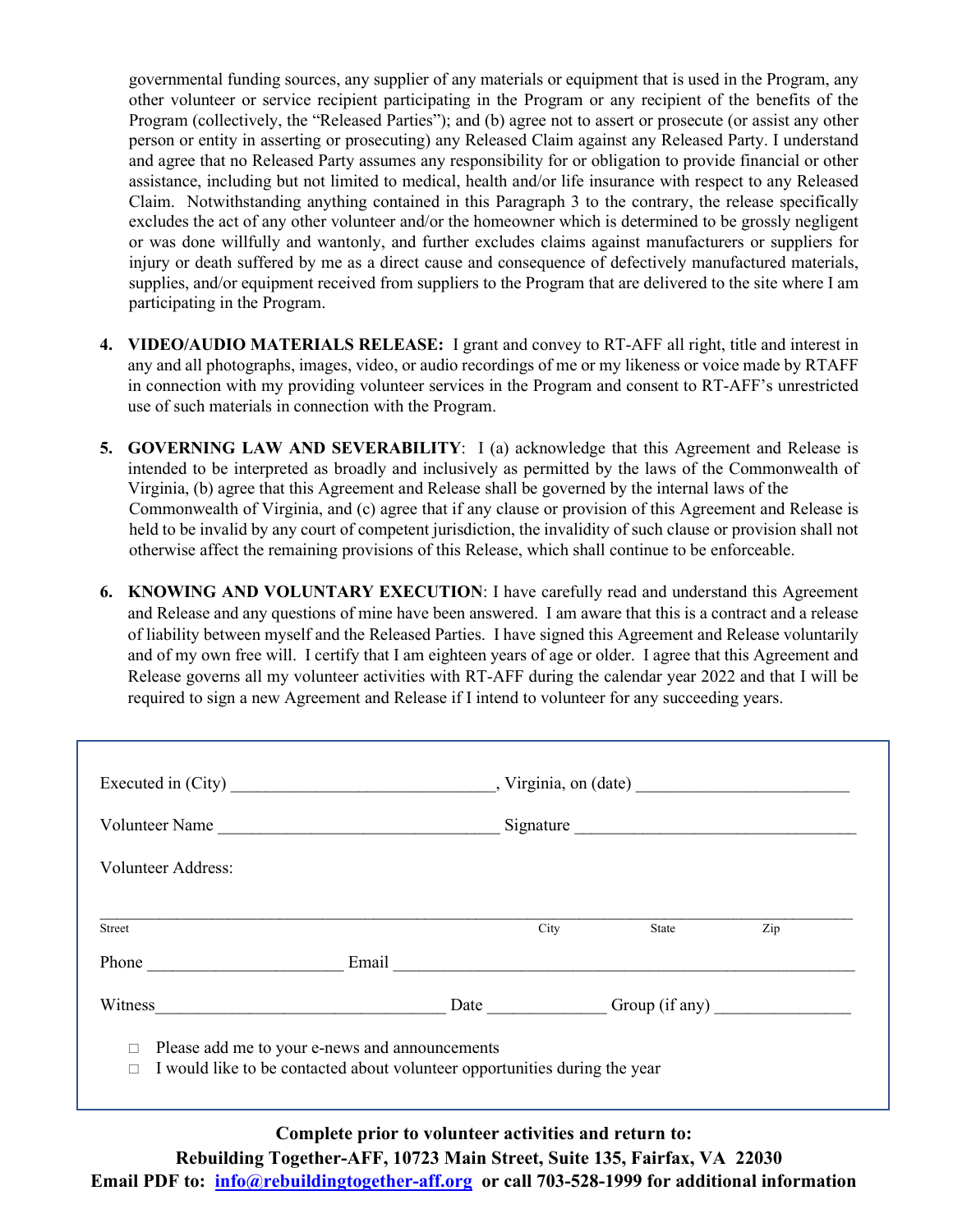governmental funding sources, any supplier of any materials or equipment that is used in the Program, any other volunteer or service recipient participating in the Program or any recipient of the benefits of the Program (collectively, the "Released Parties"); and (b) agree not to assert or prosecute (or assist any other person or entity in asserting or prosecuting) any Released Claim against any Released Party. I understand and agree that no Released Party assumes any responsibility for or obligation to provide financial or other assistance, including but not limited to medical, health and/or life insurance with respect to any Released Claim. Notwithstanding anything contained in this Paragraph 3 to the contrary, the release specifically excludes the act of any other volunteer and/or the homeowner which is determined to be grossly negligent or was done willfully and wantonly, and further excludes claims against manufacturers or suppliers for injury or death suffered by me as a direct cause and consequence of defectively manufactured materials, supplies, and/or equipment received from suppliers to the Program that are delivered to the site where I am participating in the Program.

4. **VIDEO/AUDIO MATERIALS RELEASE:** I grant and convey to RT-AFF all right, title and interest in any and all photographs, images, video, or audio recordings of me or my likeness or voice made by RTAFF in connection with my providing volunteer services in the Program and consent to RT-AFF's unrestricted use of such materials in connection with the Program.

5. **GOVERNING LAW AND SEVERABILITY**: I (a) acknowledge that this Agreement and Release is intended to be interpreted as broadly and inclusively as permitted by the laws of the Commonwealth of Virginia, (b) agree that this Agreement and Release shall be governed by the internal laws of the Commonwealth of Virginia, and (c) agree that if any clause or provision of this Agreement and Release is held to be invalid by any court of competent jurisdiction, the invalidity of such clause or provision shall not otherwise affect the remaining provisions of this Release, which shall continue to be enforceable.

6. **KNOWING AND VOLUNTARY EXECUTION**: I have carefully read and understand this Agreement and Release and any questions of mine have been answered. I am aware that this is a contract and a release of liability between myself and the Released Parties. I have signed this Agreement and Release voluntarily and of my own free will. I certify that I am eighteen years of age or older. I agree that this Agreement and Release governs all my volunteer activities with RT-AFF during the calendar year 2022 and that I will be required to sign a new Agreement and Release if I intend to volunteer for any succeeding years.

Executed in (City) ______________________________, Virginia, on (date) ________________________

Volunteer Name ________________________________ Signature ________________________________

Volunteer Address:

____________________________________________________________________________________

Street City State Zip

Phone ______________________ Email ____________________________________________________

Witness_________________________________ Date _____________ Group (if any) _______________

- ☐ Please add me to your e-news and announcements
- ☐ I would like to be contacted about volunteer opportunities during the year

**Complete prior to volunteer activities and return to:**
**Rebuilding Together-AFF, 10723 Main Street, Suite 135, Fairfax, VA 22030**
**Email PDF to: info@rebuildingtogether-aff.org or call 703-528-1999 for additional information**